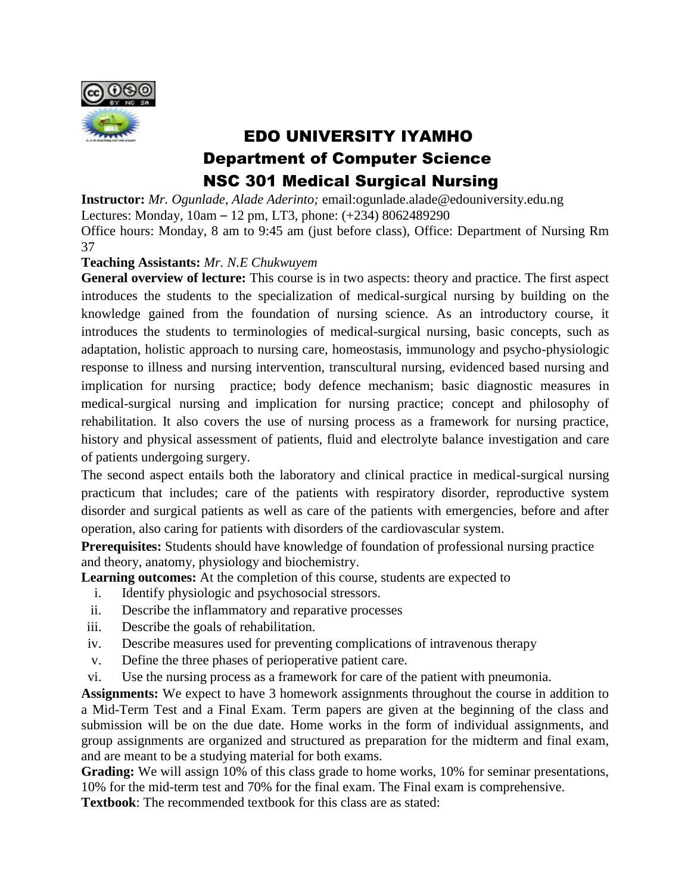# EDO UNIVERSITY IYAMHO

## Department of Computer Science

## NSC 301 Medical Surgical Nursing

**Instructor:** *Mr. Ogunlade, Alade Aderinto;* email:ogunlade.alade@edouniversity.edu.ng
Lectures: Monday, 10am – 12 pm, LT3, phone: (+234) 8062489290
Office hours: Monday, 8 am to 9:45 am (just before class), Office: Department of Nursing Rm 37

**Teaching Assistants:** *Mr. N.E Chukwuyem*

**General overview of lecture:** This course is in two aspects: theory and practice. The first aspect introduces the students to the specialization of medical-surgical nursing by building on the knowledge gained from the foundation of nursing science. As an introductory course, it introduces the students to terminologies of medical-surgical nursing, basic concepts, such as adaptation, holistic approach to nursing care, homeostasis, immunology and psycho-physiologic response to illness and nursing intervention, transcultural nursing, evidenced based nursing and implication for nursing practice; body defence mechanism; basic diagnostic measures in medical-surgical nursing and implication for nursing practice; concept and philosophy of rehabilitation. It also covers the use of nursing process as a framework for nursing practice, history and physical assessment of patients, fluid and electrolyte balance investigation and care of patients undergoing surgery.

The second aspect entails both the laboratory and clinical practice in medical-surgical nursing practicum that includes; care of the patients with respiratory disorder, reproductive system disorder and surgical patients as well as care of the patients with emergencies, before and after operation, also caring for patients with disorders of the cardiovascular system.

**Prerequisites:** Students should have knowledge of foundation of professional nursing practice and theory, anatomy, physiology and biochemistry.

**Learning outcomes:** At the completion of this course, students are expected to

i. Identify physiologic and psychosocial stressors.
ii. Describe the inflammatory and reparative processes
iii. Describe the goals of rehabilitation.
iv. Describe measures used for preventing complications of intravenous therapy
v. Define the three phases of perioperative patient care.
vi. Use the nursing process as a framework for care of the patient with pneumonia.

**Assignments:** We expect to have 3 homework assignments throughout the course in addition to a Mid-Term Test and a Final Exam. Term papers are given at the beginning of the class and submission will be on the due date. Home works in the form of individual assignments, and group assignments are organized and structured as preparation for the midterm and final exam, and are meant to be a studying material for both exams.

**Grading:** We will assign 10% of this class grade to home works, 10% for seminar presentations, 10% for the mid-term test and 70% for the final exam. The Final exam is comprehensive.

**Textbook**: The recommended textbook for this class are as stated: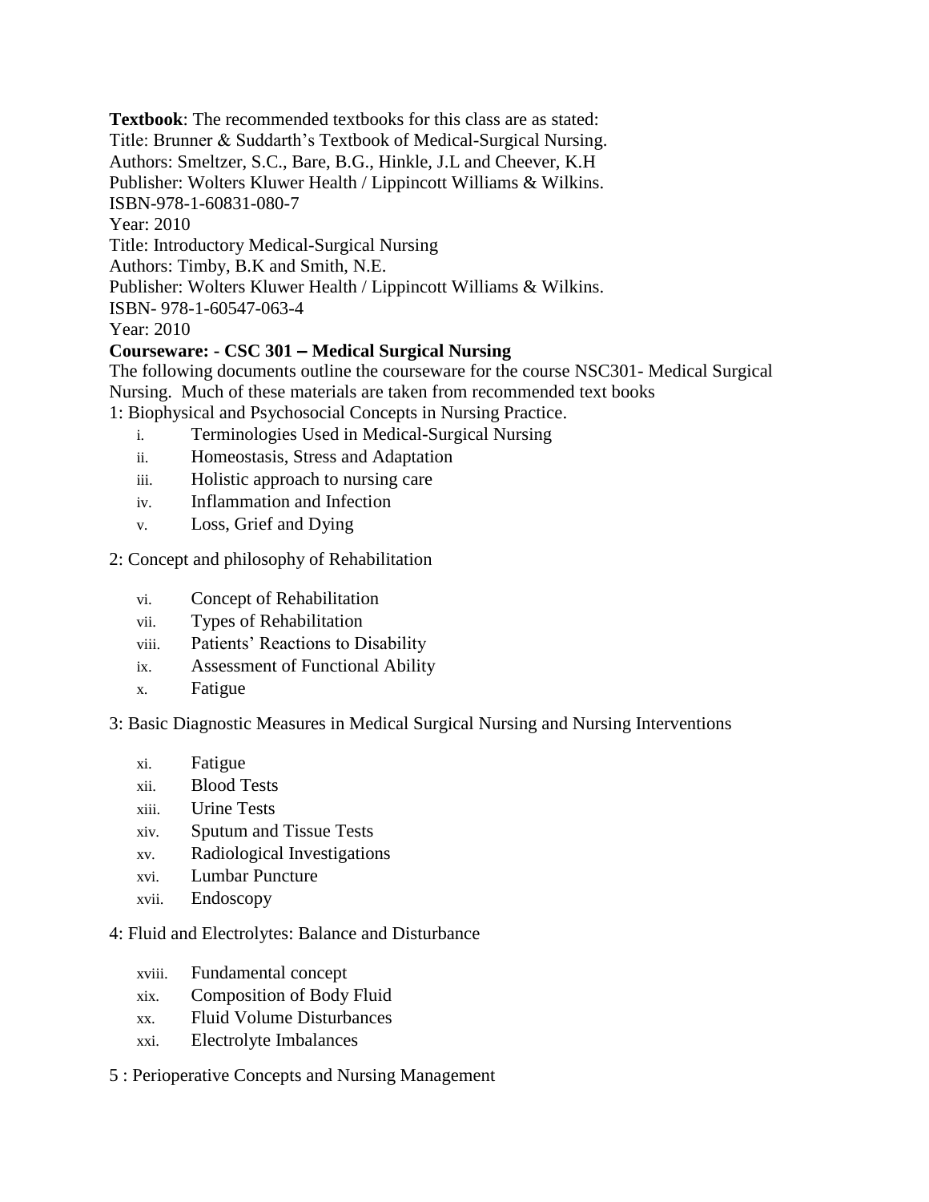**Textbook**: The recommended textbooks for this class are as stated:
Title: Brunner & Suddarth's Textbook of Medical-Surgical Nursing.
Authors: Smeltzer, S.C., Bare, B.G., Hinkle, J.L and Cheever, K.H
Publisher: Wolters Kluwer Health / Lippincott Williams & Wilkins.
ISBN-978-1-60831-080-7
Year: 2010
Title: Introductory Medical-Surgical Nursing
Authors: Timby, B.K and Smith, N.E.
Publisher: Wolters Kluwer Health / Lippincott Williams & Wilkins.
ISBN- 978-1-60547-063-4
Year: 2010

**Courseware: - CSC 301 – Medical Surgical Nursing**

The following documents outline the courseware for the course NSC301- Medical Surgical Nursing. Much of these materials are taken from recommended text books

1: Biophysical and Psychosocial Concepts in Nursing Practice.

- i. Terminologies Used in Medical-Surgical Nursing
- ii. Homeostasis, Stress and Adaptation
- iii. Holistic approach to nursing care
- iv. Inflammation and Infection
- v. Loss, Grief and Dying

2: Concept and philosophy of Rehabilitation

- vi. Concept of Rehabilitation
- vii. Types of Rehabilitation
- viii. Patients' Reactions to Disability
- ix. Assessment of Functional Ability
- x. Fatigue

3: Basic Diagnostic Measures in Medical Surgical Nursing and Nursing Interventions

- xi. Fatigue
- xii. Blood Tests
- xiii. Urine Tests
- xiv. Sputum and Tissue Tests
- xv. Radiological Investigations
- xvi. Lumbar Puncture
- xvii. Endoscopy

4: Fluid and Electrolytes: Balance and Disturbance

- xviii. Fundamental concept
- xix. Composition of Body Fluid
- xx. Fluid Volume Disturbances
- xxi. Electrolyte Imbalances

5 : Perioperative Concepts and Nursing Management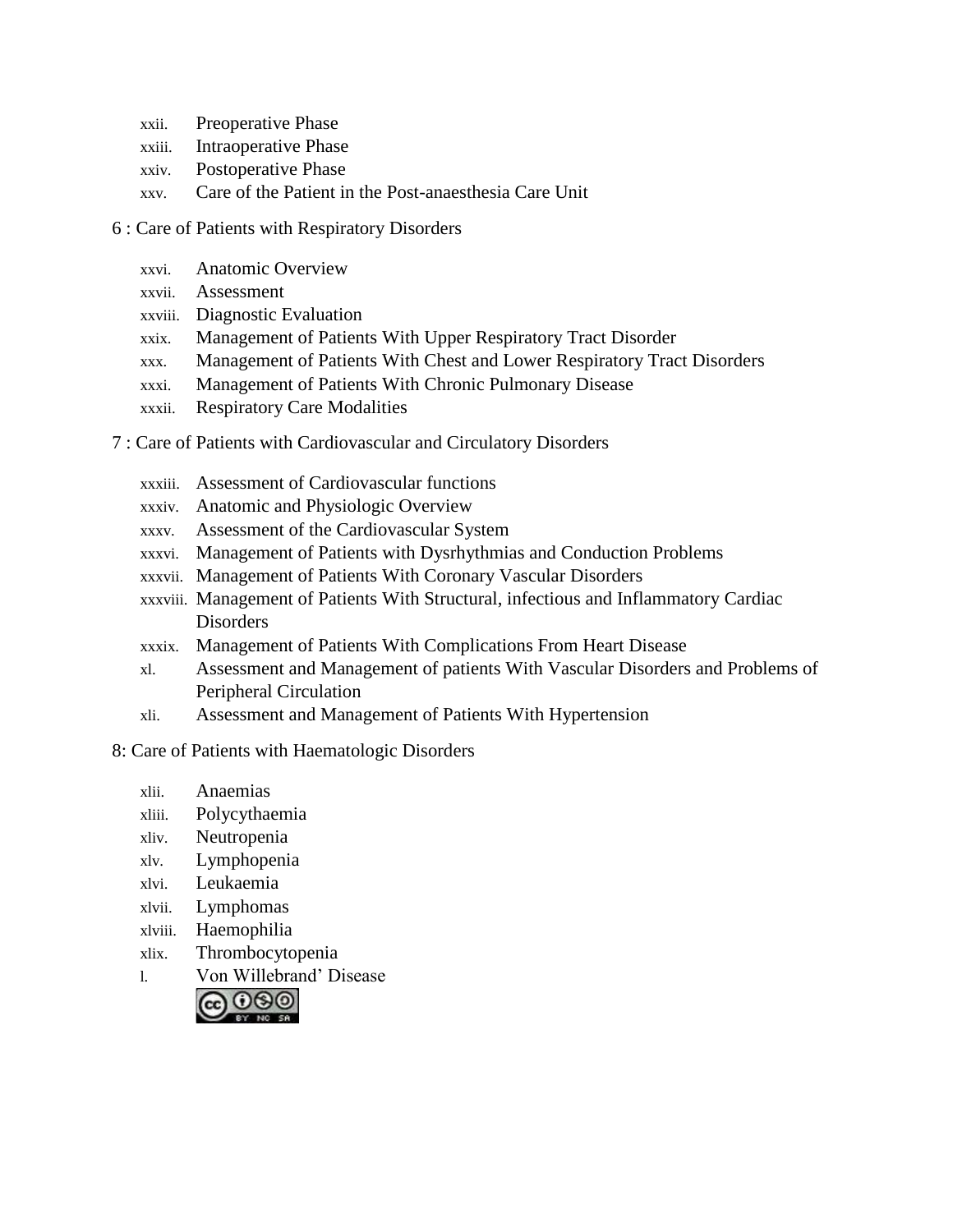xxii. Preoperative Phase
xxiii. Intraoperative Phase
xxiv. Postoperative Phase
xxv. Care of the Patient in the Post-anaesthesia Care Unit

6 : Care of Patients with Respiratory Disorders

xxvi. Anatomic Overview
xxvii. Assessment
xxviii. Diagnostic Evaluation
xxix. Management of Patients With Upper Respiratory Tract Disorder
xxx. Management of Patients With Chest and Lower Respiratory Tract Disorders
xxxi. Management of Patients With Chronic Pulmonary Disease
xxxii. Respiratory Care Modalities

7 : Care of Patients with Cardiovascular and Circulatory Disorders

xxxiii. Assessment of Cardiovascular functions
xxxiv. Anatomic and Physiologic Overview
xxxv. Assessment of the Cardiovascular System
xxxvi. Management of Patients with Dysrhythmias and Conduction Problems
xxxvii. Management of Patients With Coronary Vascular Disorders
xxxviii. Management of Patients With Structural, infectious and Inflammatory Cardiac Disorders
xxxix. Management of Patients With Complications From Heart Disease
xl. Assessment and Management of patients With Vascular Disorders and Problems of Peripheral Circulation
xli. Assessment and Management of Patients With Hypertension

8: Care of Patients with Haematologic Disorders

xlii. Anaemias
xliii. Polycythaemia
xliv. Neutropenia
xlv. Lymphopenia
xlvi. Leukaemia
xlvii. Lymphomas
xlviii. Haemophilia
xlix. Thrombocytopenia
l. Von Willebrand' Disease